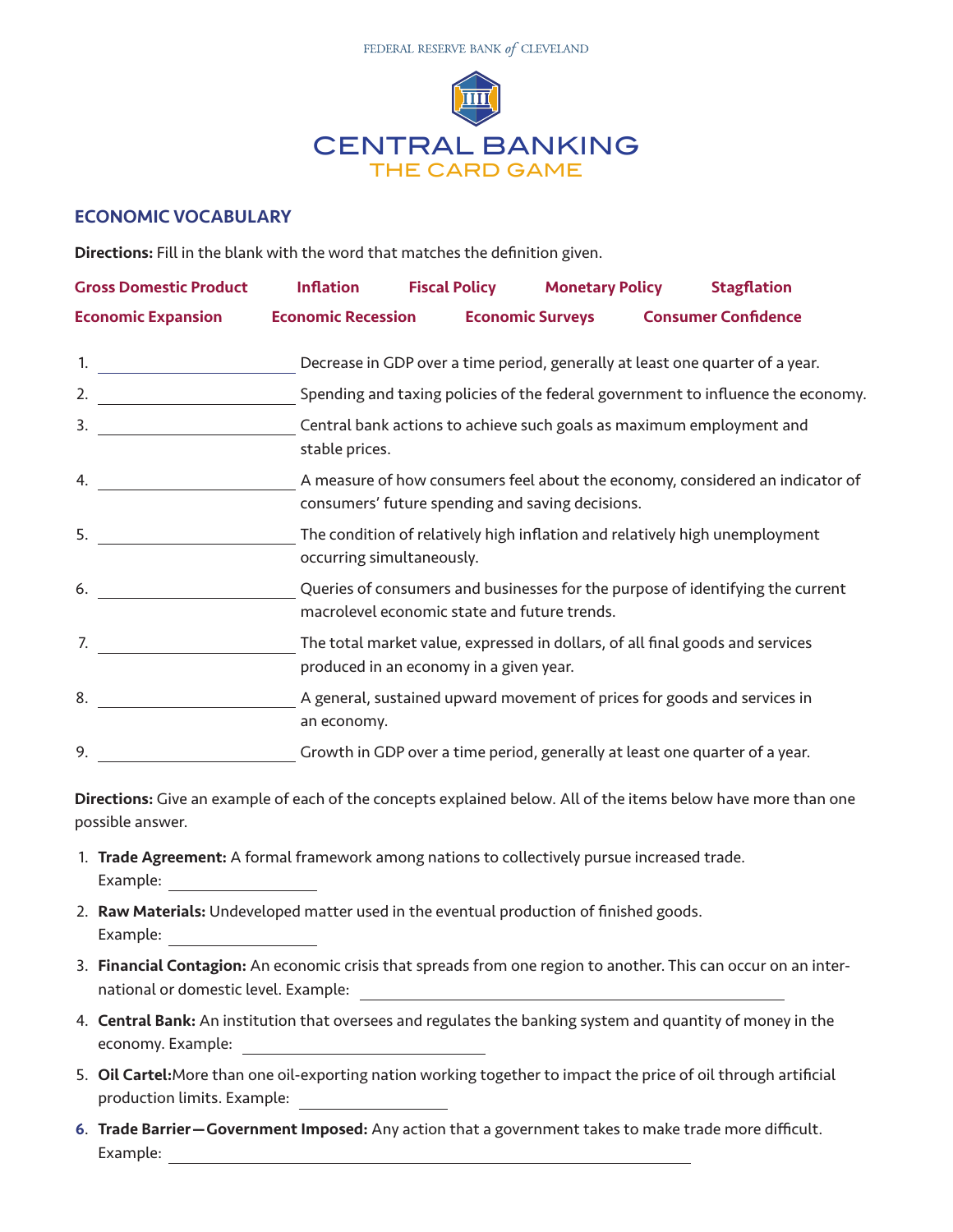FEDERAL RESERVE BANK *of* CLEVELAND

# CENTRAL BANKING
## THE CARD GAME

### ECONOMIC VOCABULARY

**Directions:** Fill in the blank with the word that matches the definition given.

**Gross Domestic Product** **Inflation** **Fiscal Policy** **Monetary Policy** **Stagflation**
**Economic Expansion** **Economic Recession** **Economic Surveys** **Consumer Confidence**

1. ____________________ Decrease in GDP over a time period, generally at least one quarter of a year.
2. ____________________ Spending and taxing policies of the federal government to influence the economy.
3. ____________________ Central bank actions to achieve such goals as maximum employment and stable prices.
4. ____________________ A measure of how consumers feel about the economy, considered an indicator of consumers' future spending and saving decisions.
5. ____________________ The condition of relatively high inflation and relatively high unemployment occurring simultaneously.
6. ____________________ Queries of consumers and businesses for the purpose of identifying the current macrolevel economic state and future trends.
7. ____________________ The total market value, expressed in dollars, of all final goods and services produced in an economy in a given year.
8. ____________________ A general, sustained upward movement of prices for goods and services in an economy.
9. ____________________ Growth in GDP over a time period, generally at least one quarter of a year.

**Directions:** Give an example of each of the concepts explained below. All of the items below have more than one possible answer.

1. **Trade Agreement:** A formal framework among nations to collectively pursue increased trade.
   Example: ____________________
2. **Raw Materials:** Undeveloped matter used in the eventual production of finished goods.
   Example: ____________________
3. **Financial Contagion:** An economic crisis that spreads from one region to another. This can occur on an international or domestic level. Example: ____________________
4. **Central Bank:** An institution that oversees and regulates the banking system and quantity of money in the economy. Example: ____________________
5. **Oil Cartel:**More than one oil-exporting nation working together to impact the price of oil through artificial production limits. Example: ____________________
6. **Trade Barrier—Government Imposed:** Any action that a government takes to make trade more difficult.
   Example: ____________________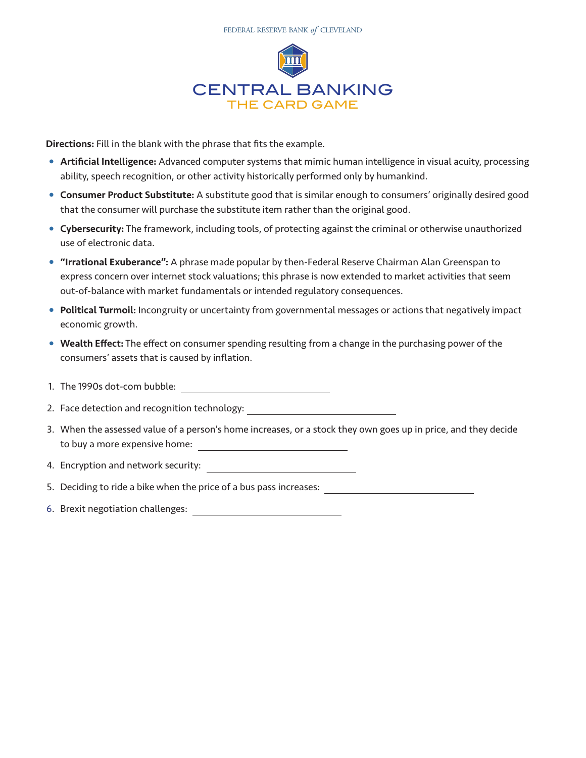FEDERAL RESERVE BANK *of* CLEVELAND

# CENTRAL BANKING
## THE CARD GAME

**Directions:** Fill in the blank with the phrase that fits the example.

- **Artificial Intelligence:** Advanced computer systems that mimic human intelligence in visual acuity, processing ability, speech recognition, or other activity historically performed only by humankind.
- **Consumer Product Substitute:** A substitute good that is similar enough to consumers' originally desired good that the consumer will purchase the substitute item rather than the original good.
- **Cybersecurity:** The framework, including tools, of protecting against the criminal or otherwise unauthorized use of electronic data.
- **"Irrational Exuberance":** A phrase made popular by then-Federal Reserve Chairman Alan Greenspan to express concern over internet stock valuations; this phrase is now extended to market activities that seem out-of-balance with market fundamentals or intended regulatory consequences.
- **Political Turmoil:** Incongruity or uncertainty from governmental messages or actions that negatively impact economic growth.
- **Wealth Effect:** The effect on consumer spending resulting from a change in the purchasing power of the consumers' assets that is caused by inflation.

1. The 1990s dot-com bubble: ______________________________
2. Face detection and recognition technology: ______________________________
3. When the assessed value of a person's home increases, or a stock they own goes up in price, and they decide to buy a more expensive home: ______________________________
4. Encryption and network security: ______________________________
5. Deciding to ride a bike when the price of a bus pass increases: ______________________________
6. Brexit negotiation challenges: ______________________________